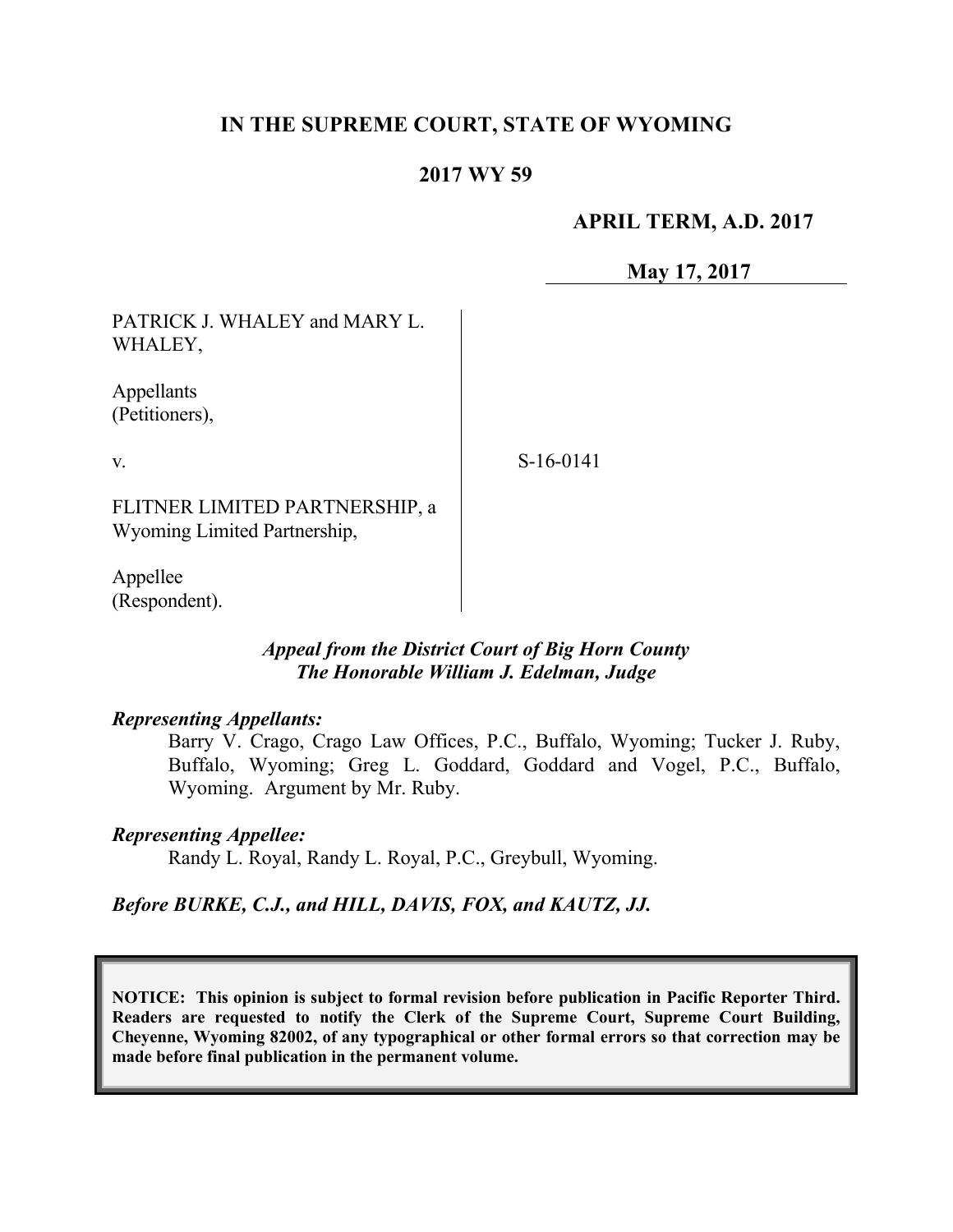**IN THE SUPREME COURT, STATE OF WYOMING**

**2017 WY 59**

**APRIL TERM, A.D. 2017**

**May 17, 2017**

PATRICK J. WHALEY and MARY L. WHALEY,

Appellants
(Petitioners),

v.

FLITNER LIMITED PARTNERSHIP, a Wyoming Limited Partnership,

Appellee
(Respondent).

S-16-0141

***Appeal from the District Court of Big Horn County***
***The Honorable William J. Edelman, Judge***

***Representing Appellants:***

Barry V. Crago, Crago Law Offices, P.C., Buffalo, Wyoming; Tucker J. Ruby, Buffalo, Wyoming; Greg L. Goddard, Goddard and Vogel, P.C., Buffalo, Wyoming. Argument by Mr. Ruby.

***Representing Appellee:***

Randy L. Royal, Randy L. Royal, P.C., Greybull, Wyoming.

***Before BURKE, C.J., and HILL, DAVIS, FOX, and KAUTZ, JJ.***

**NOTICE: This opinion is subject to formal revision before publication in Pacific Reporter Third. Readers are requested to notify the Clerk of the Supreme Court, Supreme Court Building, Cheyenne, Wyoming 82002, of any typographical or other formal errors so that correction may be made before final publication in the permanent volume.**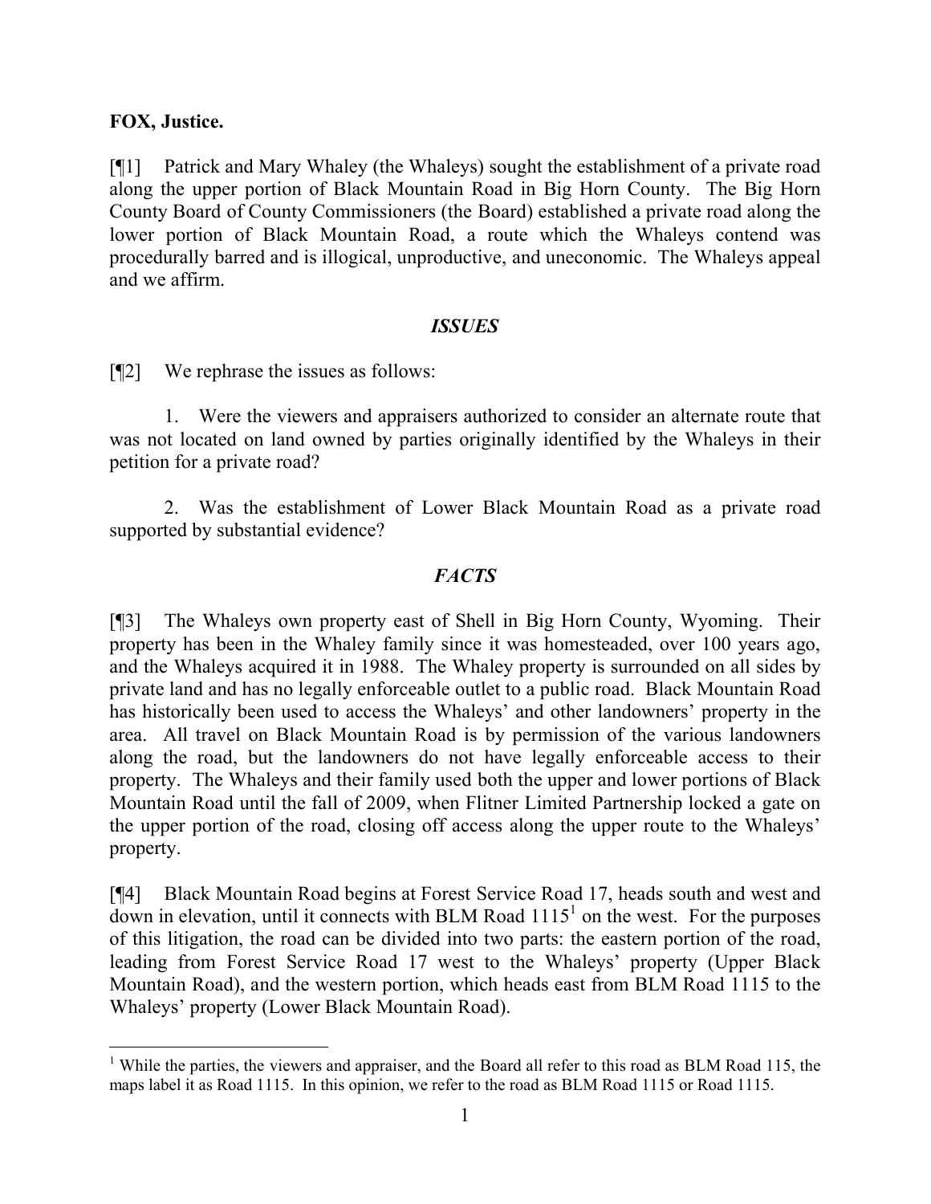**FOX, Justice.**

[¶1] Patrick and Mary Whaley (the Whaleys) sought the establishment of a private road along the upper portion of Black Mountain Road in Big Horn County. The Big Horn County Board of County Commissioners (the Board) established a private road along the lower portion of Black Mountain Road, a route which the Whaleys contend was procedurally barred and is illogical, unproductive, and uneconomic. The Whaleys appeal and we affirm.

## *ISSUES*

[¶2] We rephrase the issues as follows:

1. Were the viewers and appraisers authorized to consider an alternate route that was not located on land owned by parties originally identified by the Whaleys in their petition for a private road?

2. Was the establishment of Lower Black Mountain Road as a private road supported by substantial evidence?

## *FACTS*

[¶3] The Whaleys own property east of Shell in Big Horn County, Wyoming. Their property has been in the Whaley family since it was homesteaded, over 100 years ago, and the Whaleys acquired it in 1988. The Whaley property is surrounded on all sides by private land and has no legally enforceable outlet to a public road. Black Mountain Road has historically been used to access the Whaleys' and other landowners' property in the area. All travel on Black Mountain Road is by permission of the various landowners along the road, but the landowners do not have legally enforceable access to their property. The Whaleys and their family used both the upper and lower portions of Black Mountain Road until the fall of 2009, when Flitner Limited Partnership locked a gate on the upper portion of the road, closing off access along the upper route to the Whaleys' property.

[¶4] Black Mountain Road begins at Forest Service Road 17, heads south and west and down in elevation, until it connects with BLM Road 1115[1] on the west. For the purposes of this litigation, the road can be divided into two parts: the eastern portion of the road, leading from Forest Service Road 17 west to the Whaleys' property (Upper Black Mountain Road), and the western portion, which heads east from BLM Road 1115 to the Whaleys' property (Lower Black Mountain Road).

---

[1] While the parties, the viewers and appraiser, and the Board all refer to this road as BLM Road 115, the maps label it as Road 1115. In this opinion, we refer to the road as BLM Road 1115 or Road 1115.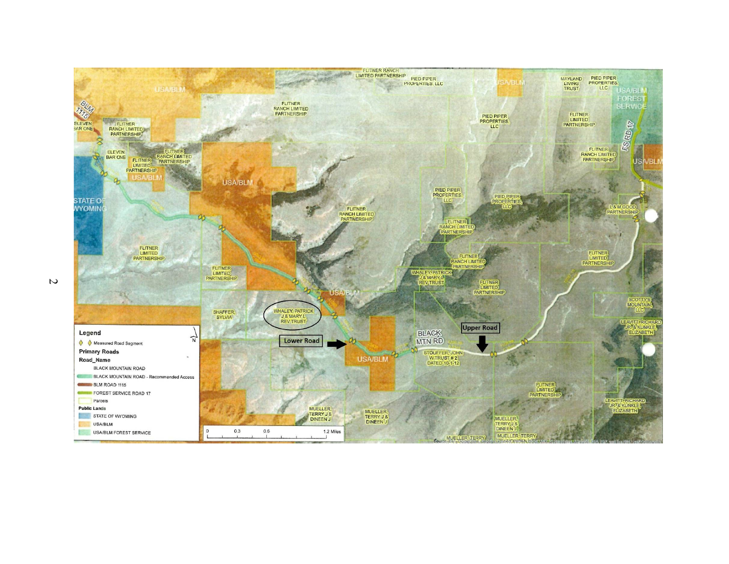Legend

Measured Road Segment

**Primary Roads**

**Road_Name**

- BLACK MOUNTAIN ROAD
- BLACK MOUNTAIN ROAD - Recommended Access
- BLM ROAD 1115
- FOREST SERVICE ROAD 17
- Parcels

**Public Lands**

- STATE OF WYOMING
- USA/BLM
- USA/BLM FOREST SERVICE

0 0.3 0.6 1.2 Miles

Lower Road

Upper Road

BLACK MTN RD

BLM 1115

FS RD 17

WHALEY, PATRICK J & MARY L REV TRUST

WHALEY PATRICK J & MARY L REV TRUST

STOUFFER, JOHN W TRUST # 2 DATED 10-1-12

FLITNER RANCH LIMITED PARTNERSHIP

FLITNER LIMITED PARTNERSHIP

PIED PIPER PROPERTIES, LLC

MAYLAND LIVING TRUST

ELEVEN BAR ONE

SHAFFER, SYLVIA

MUELLER, TERRY J & DINEEN J

MUELLER, TERRY

L & M GOOD PARTNERSHIP

SCOTTY'S MOUNTAIN, LLC

LEAVITT, RICHARD JR & KUNKLE, ELIZABETH

STATE OF WYOMING

USA/BLM

USA/BLM FOREST SERVICE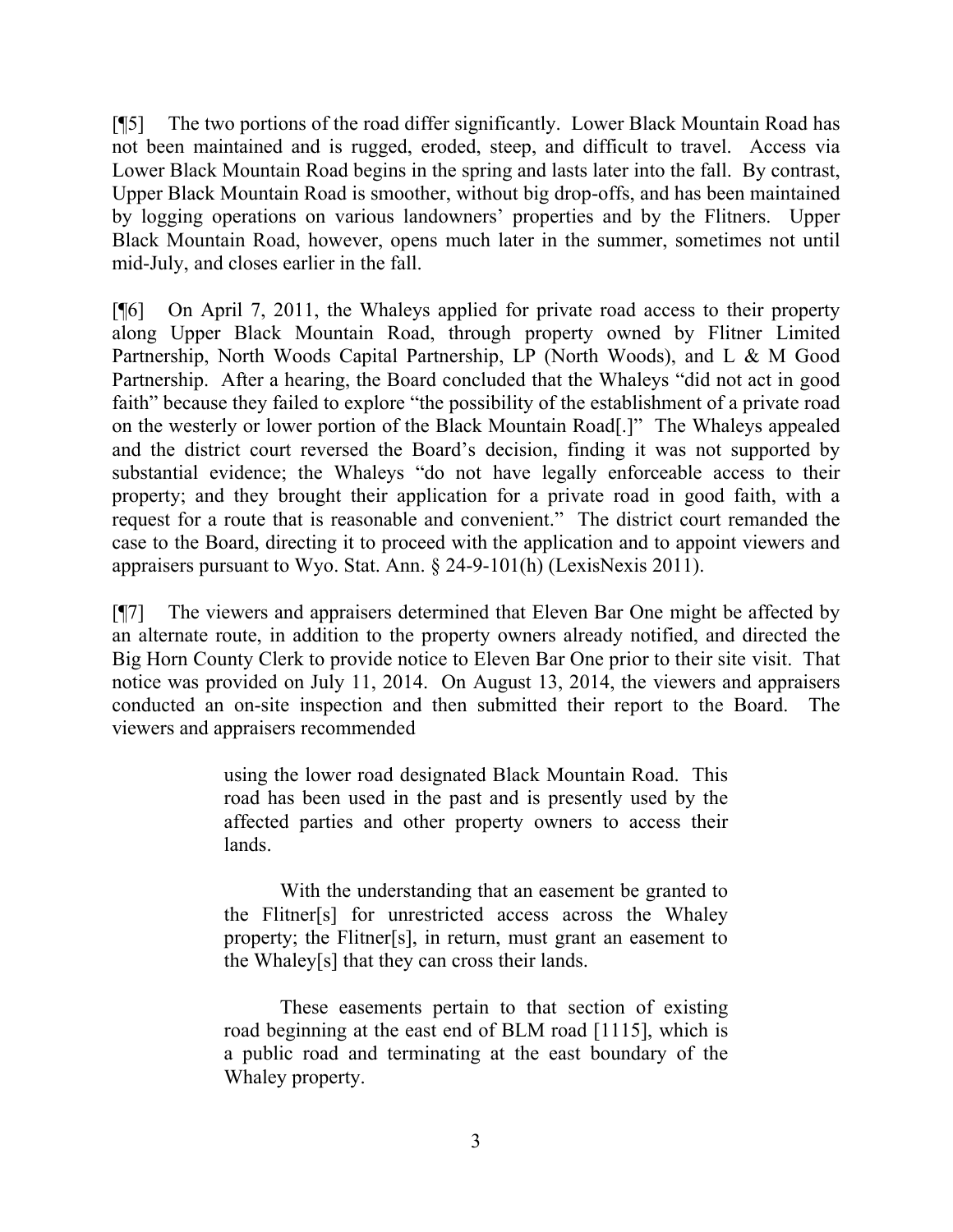[¶5] The two portions of the road differ significantly. Lower Black Mountain Road has not been maintained and is rugged, eroded, steep, and difficult to travel. Access via Lower Black Mountain Road begins in the spring and lasts later into the fall. By contrast, Upper Black Mountain Road is smoother, without big drop-offs, and has been maintained by logging operations on various landowners' properties and by the Flitners. Upper Black Mountain Road, however, opens much later in the summer, sometimes not until mid-July, and closes earlier in the fall.

[¶6] On April 7, 2011, the Whaleys applied for private road access to their property along Upper Black Mountain Road, through property owned by Flitner Limited Partnership, North Woods Capital Partnership, LP (North Woods), and L & M Good Partnership. After a hearing, the Board concluded that the Whaleys "did not act in good faith" because they failed to explore "the possibility of the establishment of a private road on the westerly or lower portion of the Black Mountain Road[.]" The Whaleys appealed and the district court reversed the Board's decision, finding it was not supported by substantial evidence; the Whaleys "do not have legally enforceable access to their property; and they brought their application for a private road in good faith, with a request for a route that is reasonable and convenient." The district court remanded the case to the Board, directing it to proceed with the application and to appoint viewers and appraisers pursuant to Wyo. Stat. Ann. § 24-9-101(h) (LexisNexis 2011).

[¶7] The viewers and appraisers determined that Eleven Bar One might be affected by an alternate route, in addition to the property owners already notified, and directed the Big Horn County Clerk to provide notice to Eleven Bar One prior to their site visit. That notice was provided on July 11, 2014. On August 13, 2014, the viewers and appraisers conducted an on-site inspection and then submitted their report to the Board. The viewers and appraisers recommended

> using the lower road designated Black Mountain Road. This road has been used in the past and is presently used by the affected parties and other property owners to access their lands.
>
> With the understanding that an easement be granted to the Flitner[s] for unrestricted access across the Whaley property; the Flitner[s], in return, must grant an easement to the Whaley[s] that they can cross their lands.
>
> These easements pertain to that section of existing road beginning at the east end of BLM road [1115], which is a public road and terminating at the east boundary of the Whaley property.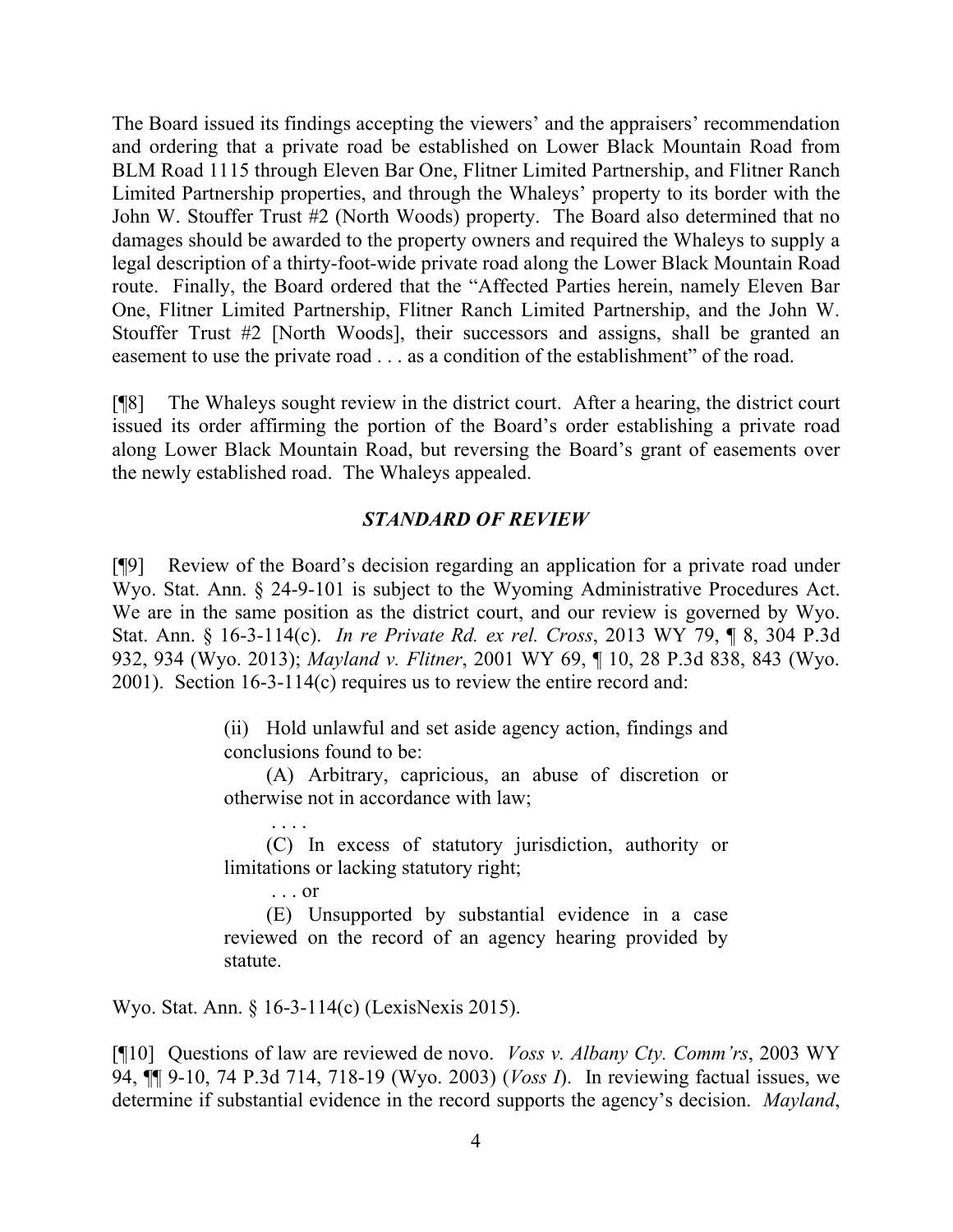The Board issued its findings accepting the viewers' and the appraisers' recommendation and ordering that a private road be established on Lower Black Mountain Road from BLM Road 1115 through Eleven Bar One, Flitner Limited Partnership, and Flitner Ranch Limited Partnership properties, and through the Whaleys' property to its border with the John W. Stouffer Trust #2 (North Woods) property. The Board also determined that no damages should be awarded to the property owners and required the Whaleys to supply a legal description of a thirty-foot-wide private road along the Lower Black Mountain Road route. Finally, the Board ordered that the "Affected Parties herein, namely Eleven Bar One, Flitner Limited Partnership, Flitner Ranch Limited Partnership, and the John W. Stouffer Trust #2 [North Woods], their successors and assigns, shall be granted an easement to use the private road . . . as a condition of the establishment" of the road.

[¶8] The Whaleys sought review in the district court. After a hearing, the district court issued its order affirming the portion of the Board's order establishing a private road along Lower Black Mountain Road, but reversing the Board's grant of easements over the newly established road. The Whaleys appealed.

### *STANDARD OF REVIEW*

[¶9] Review of the Board's decision regarding an application for a private road under Wyo. Stat. Ann. § 24-9-101 is subject to the Wyoming Administrative Procedures Act. We are in the same position as the district court, and our review is governed by Wyo. Stat. Ann. § 16-3-114(c). *In re Private Rd. ex rel. Cross*, 2013 WY 79, ¶ 8, 304 P.3d 932, 934 (Wyo. 2013); *Mayland v. Flitner*, 2001 WY 69, ¶ 10, 28 P.3d 838, 843 (Wyo. 2001). Section 16-3-114(c) requires us to review the entire record and:

> (ii) Hold unlawful and set aside agency action, findings and conclusions found to be:
>
> (A) Arbitrary, capricious, an abuse of discretion or otherwise not in accordance with law;
>
> . . . .
>
> (C) In excess of statutory jurisdiction, authority or limitations or lacking statutory right;
>
> . . . or
>
> (E) Unsupported by substantial evidence in a case reviewed on the record of an agency hearing provided by statute.

Wyo. Stat. Ann. § 16-3-114(c) (LexisNexis 2015).

[¶10] Questions of law are reviewed de novo. *Voss v. Albany Cty. Comm'rs*, 2003 WY 94, ¶¶ 9-10, 74 P.3d 714, 718-19 (Wyo. 2003) (*Voss I*). In reviewing factual issues, we determine if substantial evidence in the record supports the agency's decision. *Mayland*,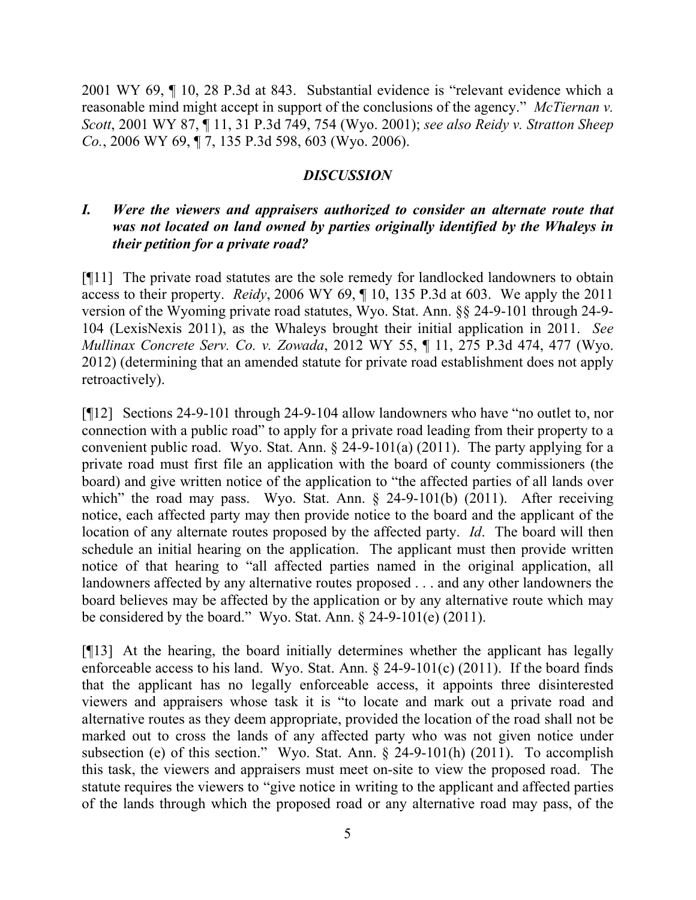2001 WY 69, ¶ 10, 28 P.3d at 843. Substantial evidence is "relevant evidence which a reasonable mind might accept in support of the conclusions of the agency." *McTiernan v. Scott*, 2001 WY 87, ¶ 11, 31 P.3d 749, 754 (Wyo. 2001); *see also Reidy v. Stratton Sheep Co.*, 2006 WY 69, ¶ 7, 135 P.3d 598, 603 (Wyo. 2006).

## *DISCUSSION*

### *I. Were the viewers and appraisers authorized to consider an alternate route that was not located on land owned by parties originally identified by the Whaleys in their petition for a private road?*

[¶11] The private road statutes are the sole remedy for landlocked landowners to obtain access to their property. *Reidy*, 2006 WY 69, ¶ 10, 135 P.3d at 603. We apply the 2011 version of the Wyoming private road statutes, Wyo. Stat. Ann. §§ 24-9-101 through 24-9-104 (LexisNexis 2011), as the Whaleys brought their initial application in 2011. *See Mullinax Concrete Serv. Co. v. Zowada*, 2012 WY 55, ¶ 11, 275 P.3d 474, 477 (Wyo. 2012) (determining that an amended statute for private road establishment does not apply retroactively).

[¶12] Sections 24-9-101 through 24-9-104 allow landowners who have "no outlet to, nor connection with a public road" to apply for a private road leading from their property to a convenient public road. Wyo. Stat. Ann. § 24-9-101(a) (2011). The party applying for a private road must first file an application with the board of county commissioners (the board) and give written notice of the application to "the affected parties of all lands over which" the road may pass. Wyo. Stat. Ann. § 24-9-101(b) (2011). After receiving notice, each affected party may then provide notice to the board and the applicant of the location of any alternate routes proposed by the affected party. *Id*. The board will then schedule an initial hearing on the application. The applicant must then provide written notice of that hearing to "all affected parties named in the original application, all landowners affected by any alternative routes proposed . . . and any other landowners the board believes may be affected by the application or by any alternative route which may be considered by the board." Wyo. Stat. Ann. § 24-9-101(e) (2011).

[¶13] At the hearing, the board initially determines whether the applicant has legally enforceable access to his land. Wyo. Stat. Ann. § 24-9-101(c) (2011). If the board finds that the applicant has no legally enforceable access, it appoints three disinterested viewers and appraisers whose task it is "to locate and mark out a private road and alternative routes as they deem appropriate, provided the location of the road shall not be marked out to cross the lands of any affected party who was not given notice under subsection (e) of this section." Wyo. Stat. Ann. § 24-9-101(h) (2011). To accomplish this task, the viewers and appraisers must meet on-site to view the proposed road. The statute requires the viewers to "give notice in writing to the applicant and affected parties of the lands through which the proposed road or any alternative road may pass, of the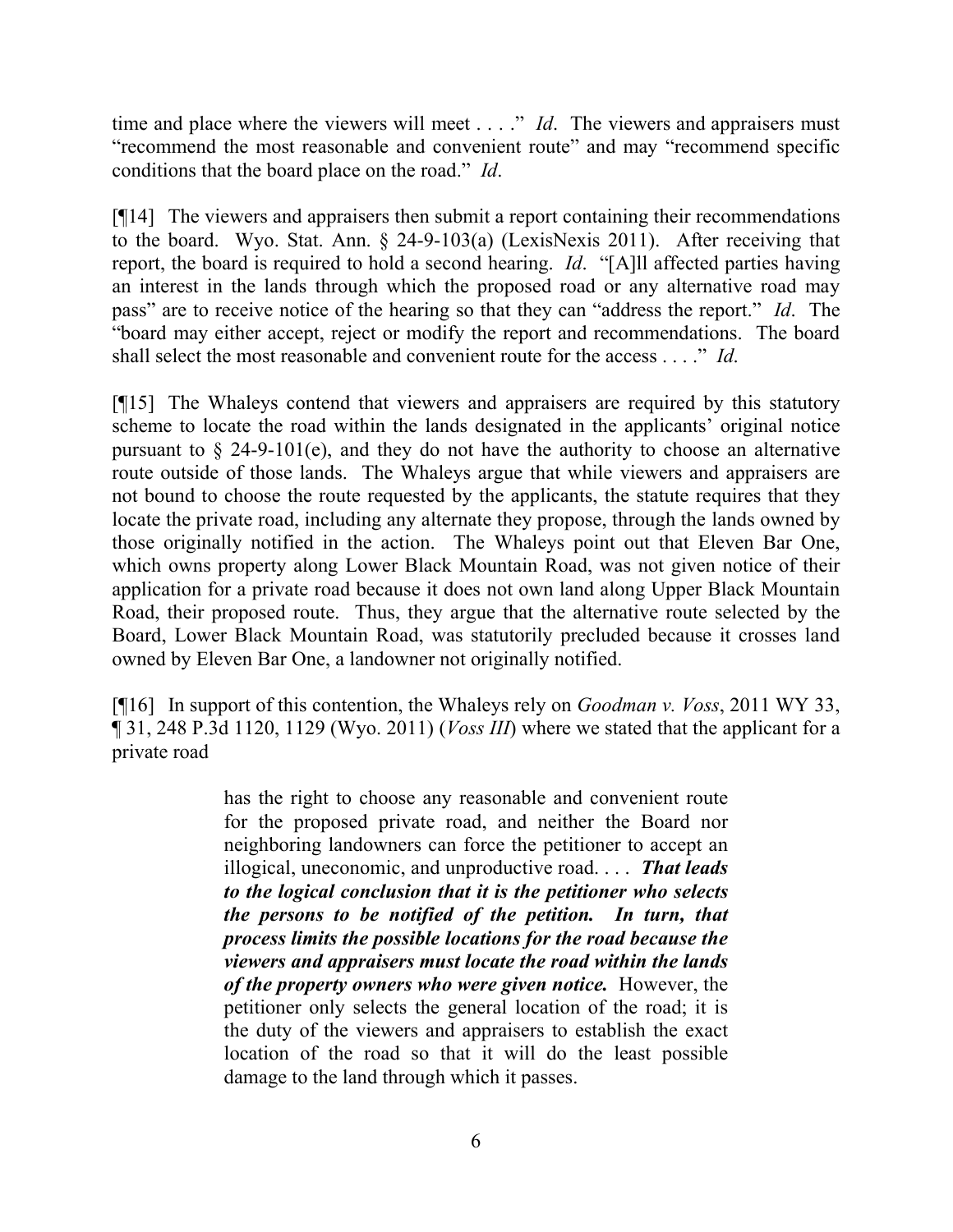time and place where the viewers will meet . . . ." *Id*. The viewers and appraisers must "recommend the most reasonable and convenient route" and may "recommend specific conditions that the board place on the road." *Id*.

[¶14] The viewers and appraisers then submit a report containing their recommendations to the board. Wyo. Stat. Ann. § 24-9-103(a) (LexisNexis 2011). After receiving that report, the board is required to hold a second hearing. *Id*. "[A]ll affected parties having an interest in the lands through which the proposed road or any alternative road may pass" are to receive notice of the hearing so that they can "address the report." *Id*. The "board may either accept, reject or modify the report and recommendations. The board shall select the most reasonable and convenient route for the access . . . ." *Id*.

[¶15] The Whaleys contend that viewers and appraisers are required by this statutory scheme to locate the road within the lands designated in the applicants' original notice pursuant to § 24-9-101(e), and they do not have the authority to choose an alternative route outside of those lands. The Whaleys argue that while viewers and appraisers are not bound to choose the route requested by the applicants, the statute requires that they locate the private road, including any alternate they propose, through the lands owned by those originally notified in the action. The Whaleys point out that Eleven Bar One, which owns property along Lower Black Mountain Road, was not given notice of their application for a private road because it does not own land along Upper Black Mountain Road, their proposed route. Thus, they argue that the alternative route selected by the Board, Lower Black Mountain Road, was statutorily precluded because it crosses land owned by Eleven Bar One, a landowner not originally notified.

[¶16] In support of this contention, the Whaleys rely on *Goodman v. Voss*, 2011 WY 33, ¶ 31, 248 P.3d 1120, 1129 (Wyo. 2011) (*Voss III*) where we stated that the applicant for a private road

> has the right to choose any reasonable and convenient route for the proposed private road, and neither the Board nor neighboring landowners can force the petitioner to accept an illogical, uneconomic, and unproductive road. . . . ***That leads to the logical conclusion that it is the petitioner who selects the persons to be notified of the petition. In turn, that process limits the possible locations for the road because the viewers and appraisers must locate the road within the lands of the property owners who were given notice.*** However, the petitioner only selects the general location of the road; it is the duty of the viewers and appraisers to establish the exact location of the road so that it will do the least possible damage to the land through which it passes.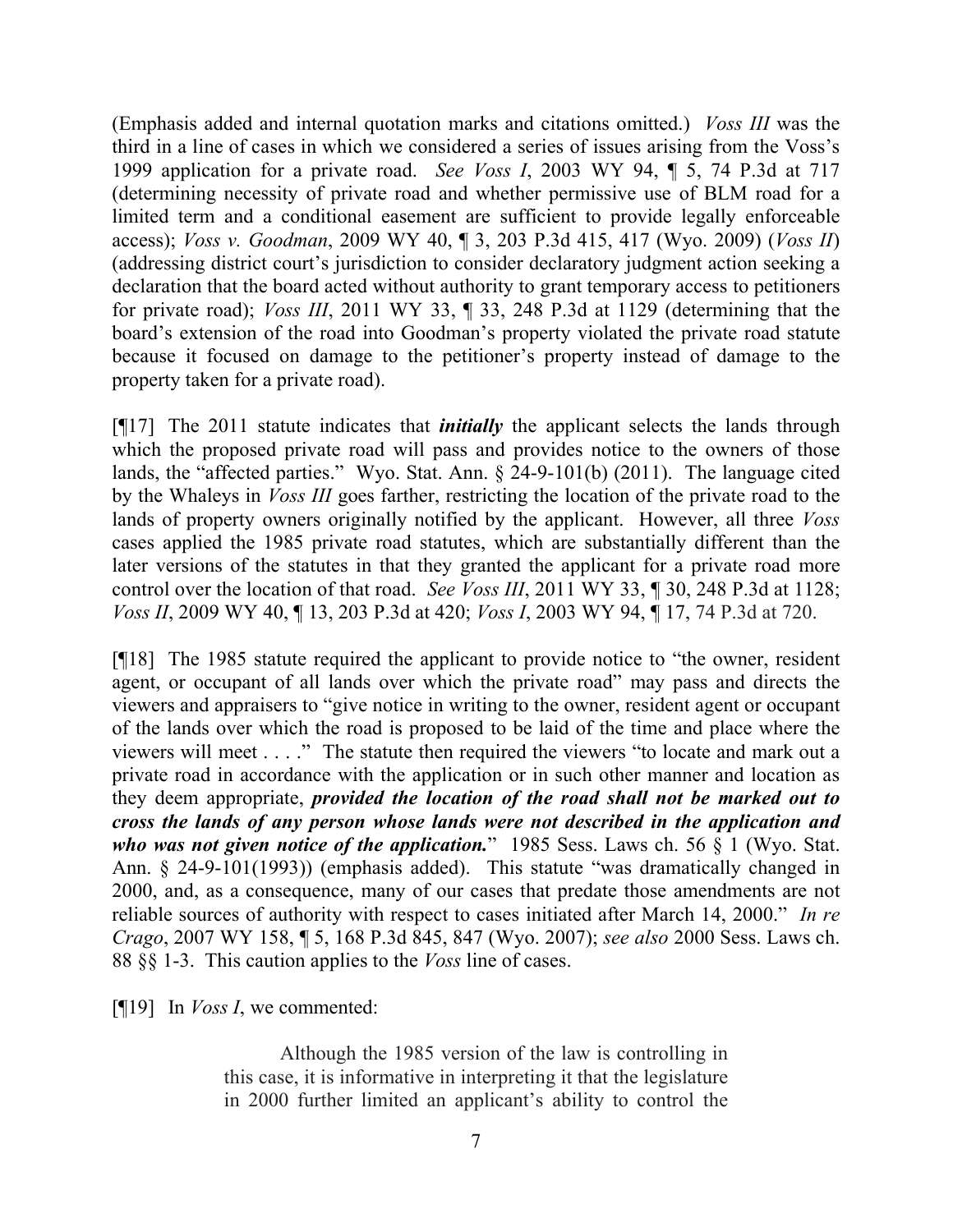(Emphasis added and internal quotation marks and citations omitted.) *Voss III* was the third in a line of cases in which we considered a series of issues arising from the Voss's 1999 application for a private road. *See Voss I*, 2003 WY 94, ¶ 5, 74 P.3d at 717 (determining necessity of private road and whether permissive use of BLM road for a limited term and a conditional easement are sufficient to provide legally enforceable access); *Voss v. Goodman*, 2009 WY 40, ¶ 3, 203 P.3d 415, 417 (Wyo. 2009) (*Voss II*) (addressing district court's jurisdiction to consider declaratory judgment action seeking a declaration that the board acted without authority to grant temporary access to petitioners for private road); *Voss III*, 2011 WY 33, ¶ 33, 248 P.3d at 1129 (determining that the board's extension of the road into Goodman's property violated the private road statute because it focused on damage to the petitioner's property instead of damage to the property taken for a private road).

[¶17] The 2011 statute indicates that ***initially*** the applicant selects the lands through which the proposed private road will pass and provides notice to the owners of those lands, the "affected parties." Wyo. Stat. Ann. § 24-9-101(b) (2011). The language cited by the Whaleys in *Voss III* goes farther, restricting the location of the private road to the lands of property owners originally notified by the applicant. However, all three *Voss* cases applied the 1985 private road statutes, which are substantially different than the later versions of the statutes in that they granted the applicant for a private road more control over the location of that road. *See Voss III*, 2011 WY 33, ¶ 30, 248 P.3d at 1128; *Voss II*, 2009 WY 40, ¶ 13, 203 P.3d at 420; *Voss I*, 2003 WY 94, ¶ 17, 74 P.3d at 720.

[¶18] The 1985 statute required the applicant to provide notice to "the owner, resident agent, or occupant of all lands over which the private road" may pass and directs the viewers and appraisers to "give notice in writing to the owner, resident agent or occupant of the lands over which the road is proposed to be laid of the time and place where the viewers will meet . . . ." The statute then required the viewers "to locate and mark out a private road in accordance with the application or in such other manner and location as they deem appropriate, ***provided the location of the road shall not be marked out to cross the lands of any person whose lands were not described in the application and who was not given notice of the application.***" 1985 Sess. Laws ch. 56 § 1 (Wyo. Stat. Ann. § 24-9-101(1993)) (emphasis added). This statute "was dramatically changed in 2000, and, as a consequence, many of our cases that predate those amendments are not reliable sources of authority with respect to cases initiated after March 14, 2000." *In re Crago*, 2007 WY 158, ¶ 5, 168 P.3d 845, 847 (Wyo. 2007); *see also* 2000 Sess. Laws ch. 88 §§ 1-3. This caution applies to the *Voss* line of cases.

[¶19] In *Voss I*, we commented:

> Although the 1985 version of the law is controlling in this case, it is informative in interpreting it that the legislature in 2000 further limited an applicant's ability to control the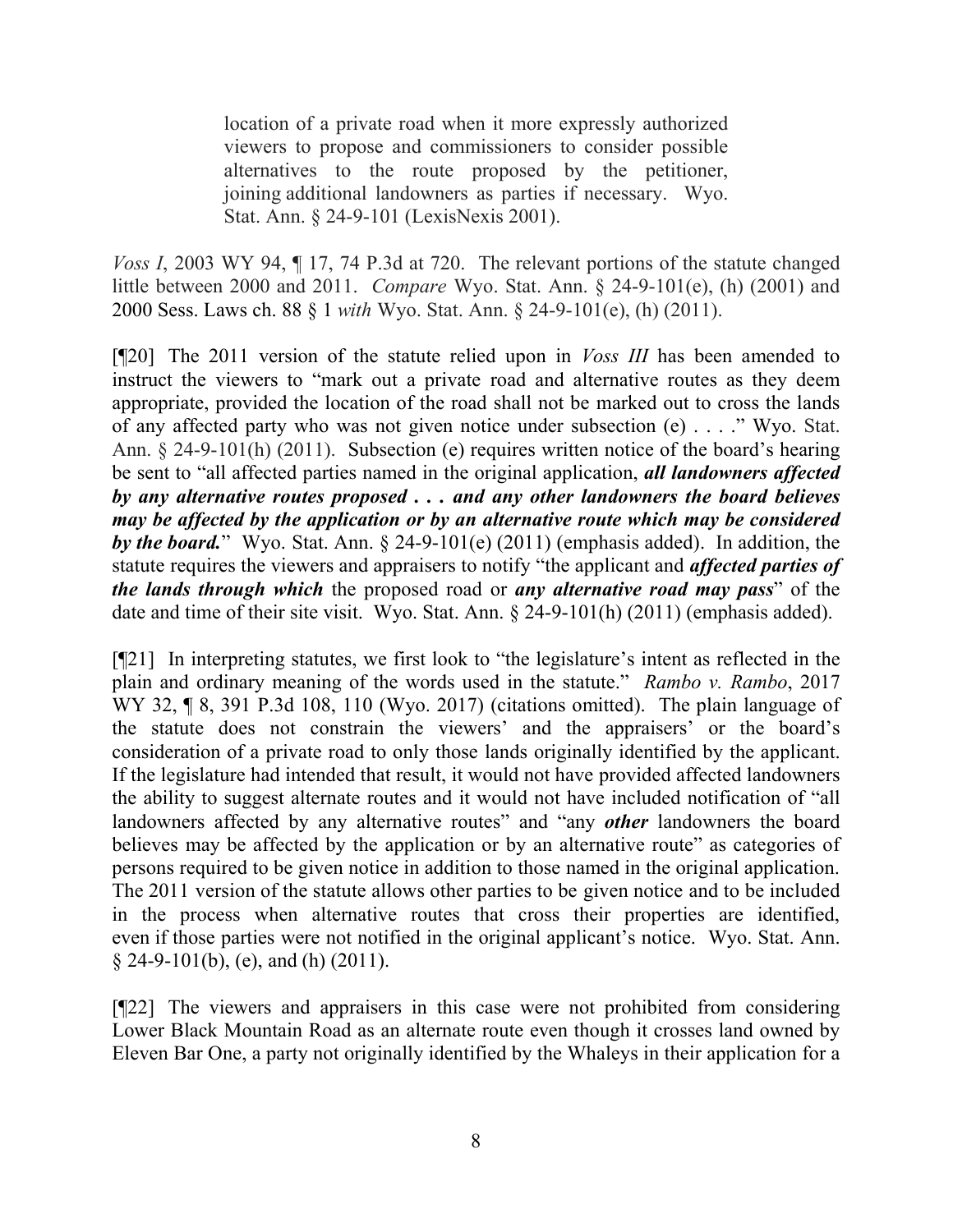> location of a private road when it more expressly authorized viewers to propose and commissioners to consider possible alternatives to the route proposed by the petitioner, joining additional landowners as parties if necessary. Wyo. Stat. Ann. § 24-9-101 (LexisNexis 2001).

*Voss I*, 2003 WY 94, ¶ 17, 74 P.3d at 720. The relevant portions of the statute changed little between 2000 and 2011. *Compare* Wyo. Stat. Ann. § 24-9-101(e), (h) (2001) and 2000 Sess. Laws ch. 88 § 1 *with* Wyo. Stat. Ann. § 24-9-101(e), (h) (2011).

[¶20] The 2011 version of the statute relied upon in *Voss III* has been amended to instruct the viewers to "mark out a private road and alternative routes as they deem appropriate, provided the location of the road shall not be marked out to cross the lands of any affected party who was not given notice under subsection (e) . . . ." Wyo. Stat. Ann. § 24-9-101(h) (2011). Subsection (e) requires written notice of the board's hearing be sent to "all affected parties named in the original application, ***all landowners affected by any alternative routes proposed . . . and any other landowners the board believes may be affected by the application or by an alternative route which may be considered by the board.***" Wyo. Stat. Ann. § 24-9-101(e) (2011) (emphasis added). In addition, the statute requires the viewers and appraisers to notify "the applicant and ***affected parties of the lands through which*** the proposed road or ***any alternative road may pass***" of the date and time of their site visit. Wyo. Stat. Ann. § 24-9-101(h) (2011) (emphasis added).

[¶21] In interpreting statutes, we first look to "the legislature's intent as reflected in the plain and ordinary meaning of the words used in the statute." *Rambo v. Rambo*, 2017 WY 32, ¶ 8, 391 P.3d 108, 110 (Wyo. 2017) (citations omitted). The plain language of the statute does not constrain the viewers' and the appraisers' or the board's consideration of a private road to only those lands originally identified by the applicant. If the legislature had intended that result, it would not have provided affected landowners the ability to suggest alternate routes and it would not have included notification of "all landowners affected by any alternative routes" and "any ***other*** landowners the board believes may be affected by the application or by an alternative route" as categories of persons required to be given notice in addition to those named in the original application. The 2011 version of the statute allows other parties to be given notice and to be included in the process when alternative routes that cross their properties are identified, even if those parties were not notified in the original applicant's notice. Wyo. Stat. Ann. § 24-9-101(b), (e), and (h) (2011).

[¶22] The viewers and appraisers in this case were not prohibited from considering Lower Black Mountain Road as an alternate route even though it crosses land owned by Eleven Bar One, a party not originally identified by the Whaleys in their application for a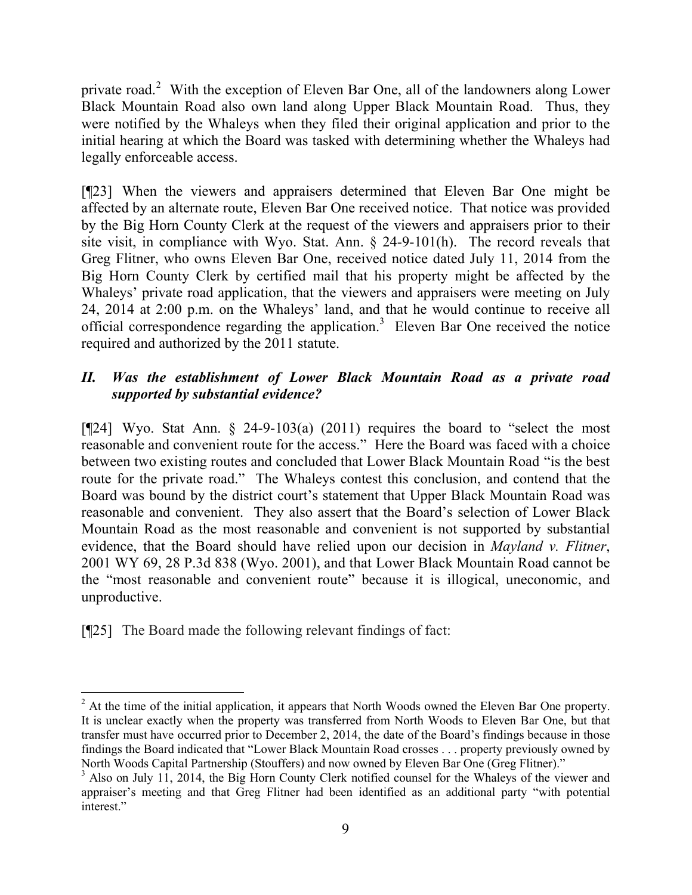private road.[2] With the exception of Eleven Bar One, all of the landowners along Lower Black Mountain Road also own land along Upper Black Mountain Road. Thus, they were notified by the Whaleys when they filed their original application and prior to the initial hearing at which the Board was tasked with determining whether the Whaleys had legally enforceable access.

[¶23] When the viewers and appraisers determined that Eleven Bar One might be affected by an alternate route, Eleven Bar One received notice. That notice was provided by the Big Horn County Clerk at the request of the viewers and appraisers prior to their site visit, in compliance with Wyo. Stat. Ann. § 24-9-101(h). The record reveals that Greg Flitner, who owns Eleven Bar One, received notice dated July 11, 2014 from the Big Horn County Clerk by certified mail that his property might be affected by the Whaleys' private road application, that the viewers and appraisers were meeting on July 24, 2014 at 2:00 p.m. on the Whaleys' land, and that he would continue to receive all official correspondence regarding the application.[3] Eleven Bar One received the notice required and authorized by the 2011 statute.

### *II. Was the establishment of Lower Black Mountain Road as a private road supported by substantial evidence?*

[¶24] Wyo. Stat Ann. § 24-9-103(a) (2011) requires the board to "select the most reasonable and convenient route for the access." Here the Board was faced with a choice between two existing routes and concluded that Lower Black Mountain Road "is the best route for the private road." The Whaleys contest this conclusion, and contend that the Board was bound by the district court's statement that Upper Black Mountain Road was reasonable and convenient. They also assert that the Board's selection of Lower Black Mountain Road as the most reasonable and convenient is not supported by substantial evidence, that the Board should have relied upon our decision in *Mayland v. Flitner*, 2001 WY 69, 28 P.3d 838 (Wyo. 2001), and that Lower Black Mountain Road cannot be the "most reasonable and convenient route" because it is illogical, uneconomic, and unproductive.

[¶25] The Board made the following relevant findings of fact:

---

[2] At the time of the initial application, it appears that North Woods owned the Eleven Bar One property. It is unclear exactly when the property was transferred from North Woods to Eleven Bar One, but that transfer must have occurred prior to December 2, 2014, the date of the Board's findings because in those findings the Board indicated that "Lower Black Mountain Road crosses . . . property previously owned by North Woods Capital Partnership (Stouffers) and now owned by Eleven Bar One (Greg Flitner)."

[3] Also on July 11, 2014, the Big Horn County Clerk notified counsel for the Whaleys of the viewer and appraiser's meeting and that Greg Flitner had been identified as an additional party "with potential interest."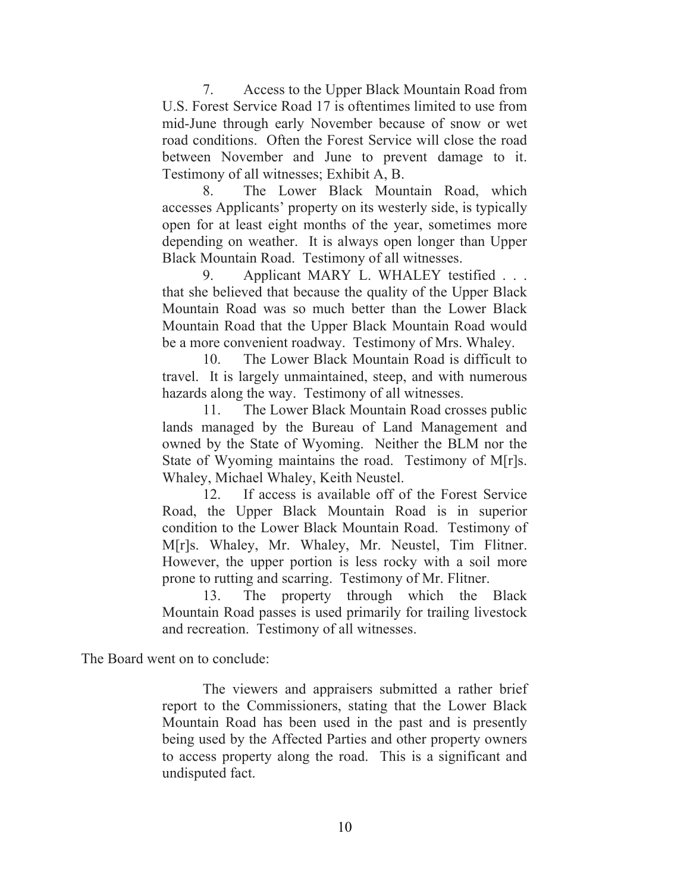> 7. Access to the Upper Black Mountain Road from U.S. Forest Service Road 17 is oftentimes limited to use from mid-June through early November because of snow or wet road conditions. Often the Forest Service will close the road between November and June to prevent damage to it. Testimony of all witnesses; Exhibit A, B.
>
> 8. The Lower Black Mountain Road, which accesses Applicants' property on its westerly side, is typically open for at least eight months of the year, sometimes more depending on weather. It is always open longer than Upper Black Mountain Road. Testimony of all witnesses.
>
> 9. Applicant MARY L. WHALEY testified . . . that she believed that because the quality of the Upper Black Mountain Road was so much better than the Lower Black Mountain Road that the Upper Black Mountain Road would be a more convenient roadway. Testimony of Mrs. Whaley.
>
> 10. The Lower Black Mountain Road is difficult to travel. It is largely unmaintained, steep, and with numerous hazards along the way. Testimony of all witnesses.
>
> 11. The Lower Black Mountain Road crosses public lands managed by the Bureau of Land Management and owned by the State of Wyoming. Neither the BLM nor the State of Wyoming maintains the road. Testimony of M[r]s. Whaley, Michael Whaley, Keith Neustel.
>
> 12. If access is available off of the Forest Service Road, the Upper Black Mountain Road is in superior condition to the Lower Black Mountain Road. Testimony of M[r]s. Whaley, Mr. Whaley, Mr. Neustel, Tim Flitner. However, the upper portion is less rocky with a soil more prone to rutting and scarring. Testimony of Mr. Flitner.
>
> 13. The property through which the Black Mountain Road passes is used primarily for trailing livestock and recreation. Testimony of all witnesses.

The Board went on to conclude:

> The viewers and appraisers submitted a rather brief report to the Commissioners, stating that the Lower Black Mountain Road has been used in the past and is presently being used by the Affected Parties and other property owners to access property along the road. This is a significant and undisputed fact.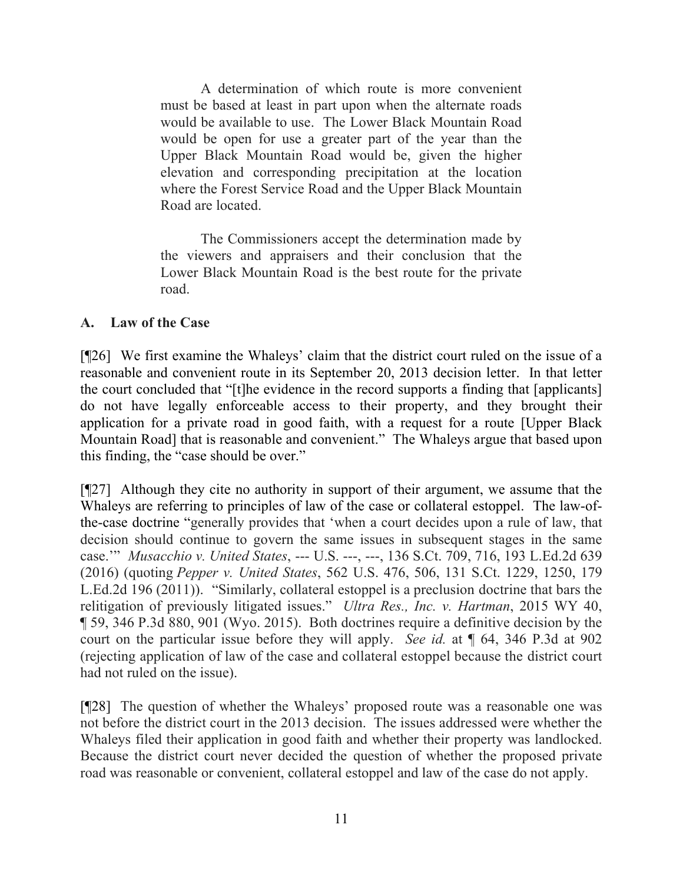> A determination of which route is more convenient must be based at least in part upon when the alternate roads would be available to use. The Lower Black Mountain Road would be open for use a greater part of the year than the Upper Black Mountain Road would be, given the higher elevation and corresponding precipitation at the location where the Forest Service Road and the Upper Black Mountain Road are located.
>
> The Commissioners accept the determination made by the viewers and appraisers and their conclusion that the Lower Black Mountain Road is the best route for the private road.

### A. Law of the Case

[¶26] We first examine the Whaleys' claim that the district court ruled on the issue of a reasonable and convenient route in its September 20, 2013 decision letter. In that letter the court concluded that "[t]he evidence in the record supports a finding that [applicants] do not have legally enforceable access to their property, and they brought their application for a private road in good faith, with a request for a route [Upper Black Mountain Road] that is reasonable and convenient." The Whaleys argue that based upon this finding, the "case should be over."

[¶27] Although they cite no authority in support of their argument, we assume that the Whaleys are referring to principles of law of the case or collateral estoppel. The law-of-the-case doctrine "generally provides that 'when a court decides upon a rule of law, that decision should continue to govern the same issues in subsequent stages in the same case.'" *Musacchio v. United States*, --- U.S. ---, ---, 136 S.Ct. 709, 716, 193 L.Ed.2d 639 (2016) (quoting *Pepper v. United States*, 562 U.S. 476, 506, 131 S.Ct. 1229, 1250, 179 L.Ed.2d 196 (2011)). "Similarly, collateral estoppel is a preclusion doctrine that bars the relitigation of previously litigated issues." *Ultra Res., Inc. v. Hartman*, 2015 WY 40, ¶ 59, 346 P.3d 880, 901 (Wyo. 2015). Both doctrines require a definitive decision by the court on the particular issue before they will apply. *See id.* at ¶ 64, 346 P.3d at 902 (rejecting application of law of the case and collateral estoppel because the district court had not ruled on the issue).

[¶28] The question of whether the Whaleys' proposed route was a reasonable one was not before the district court in the 2013 decision. The issues addressed were whether the Whaleys filed their application in good faith and whether their property was landlocked. Because the district court never decided the question of whether the proposed private road was reasonable or convenient, collateral estoppel and law of the case do not apply.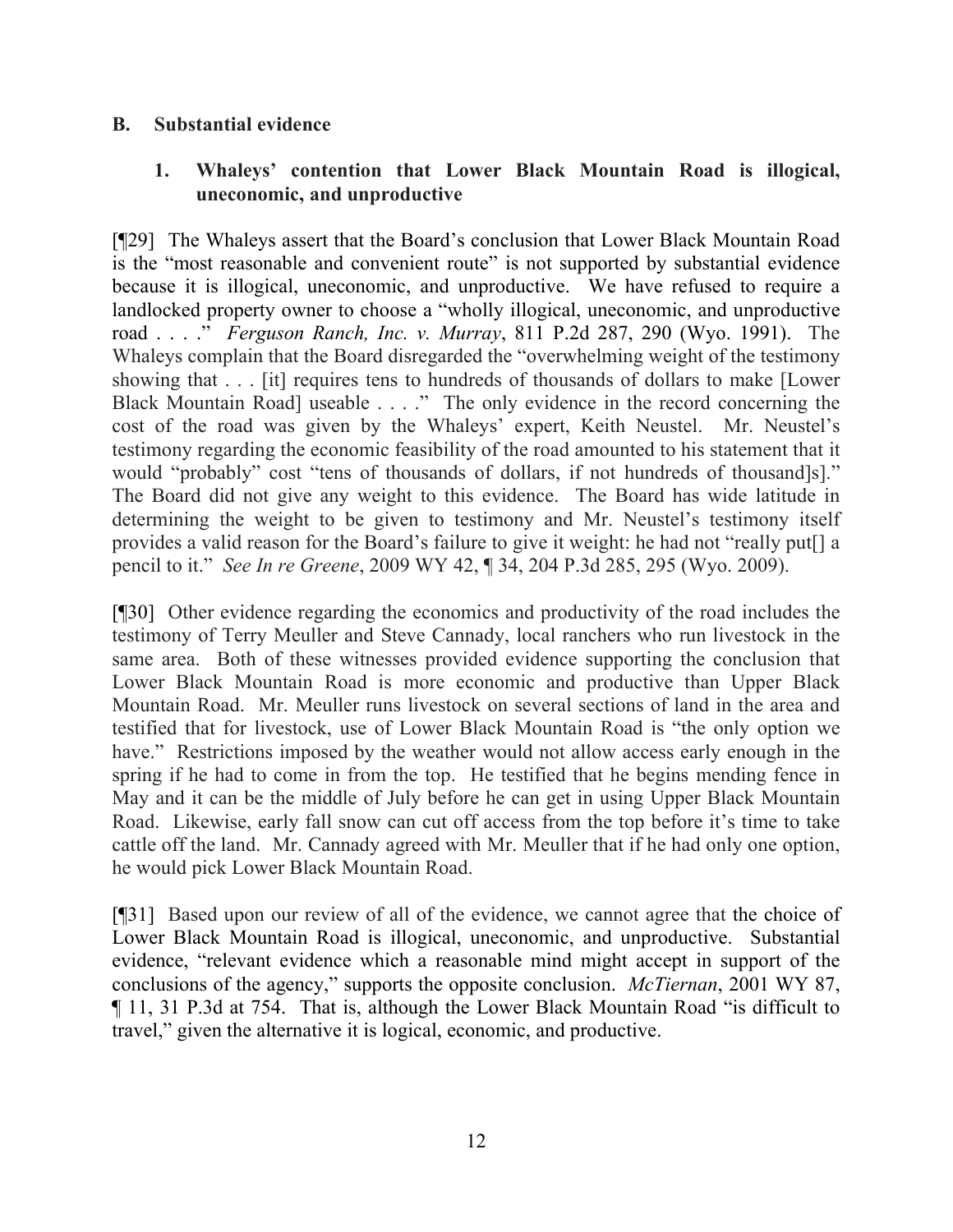### B. Substantial evidence

#### 1. Whaleys' contention that Lower Black Mountain Road is illogical, uneconomic, and unproductive

[¶29] The Whaleys assert that the Board's conclusion that Lower Black Mountain Road is the "most reasonable and convenient route" is not supported by substantial evidence because it is illogical, uneconomic, and unproductive. We have refused to require a landlocked property owner to choose a "wholly illogical, uneconomic, and unproductive road . . . ." *Ferguson Ranch, Inc. v. Murray*, 811 P.2d 287, 290 (Wyo. 1991). The Whaleys complain that the Board disregarded the "overwhelming weight of the testimony showing that . . . [it] requires tens to hundreds of thousands of dollars to make [Lower Black Mountain Road] useable . . . ." The only evidence in the record concerning the cost of the road was given by the Whaleys' expert, Keith Neustel. Mr. Neustel's testimony regarding the economic feasibility of the road amounted to his statement that it would "probably" cost "tens of thousands of dollars, if not hundreds of thousand]s]." The Board did not give any weight to this evidence. The Board has wide latitude in determining the weight to be given to testimony and Mr. Neustel's testimony itself provides a valid reason for the Board's failure to give it weight: he had not "really put[] a pencil to it." *See In re Greene*, 2009 WY 42, ¶ 34, 204 P.3d 285, 295 (Wyo. 2009).

[¶30] Other evidence regarding the economics and productivity of the road includes the testimony of Terry Meuller and Steve Cannady, local ranchers who run livestock in the same area. Both of these witnesses provided evidence supporting the conclusion that Lower Black Mountain Road is more economic and productive than Upper Black Mountain Road. Mr. Meuller runs livestock on several sections of land in the area and testified that for livestock, use of Lower Black Mountain Road is "the only option we have." Restrictions imposed by the weather would not allow access early enough in the spring if he had to come in from the top. He testified that he begins mending fence in May and it can be the middle of July before he can get in using Upper Black Mountain Road. Likewise, early fall snow can cut off access from the top before it's time to take cattle off the land. Mr. Cannady agreed with Mr. Meuller that if he had only one option, he would pick Lower Black Mountain Road.

[¶31] Based upon our review of all of the evidence, we cannot agree that the choice of Lower Black Mountain Road is illogical, uneconomic, and unproductive. Substantial evidence, "relevant evidence which a reasonable mind might accept in support of the conclusions of the agency," supports the opposite conclusion. *McTiernan*, 2001 WY 87, ¶ 11, 31 P.3d at 754. That is, although the Lower Black Mountain Road "is difficult to travel," given the alternative it is logical, economic, and productive.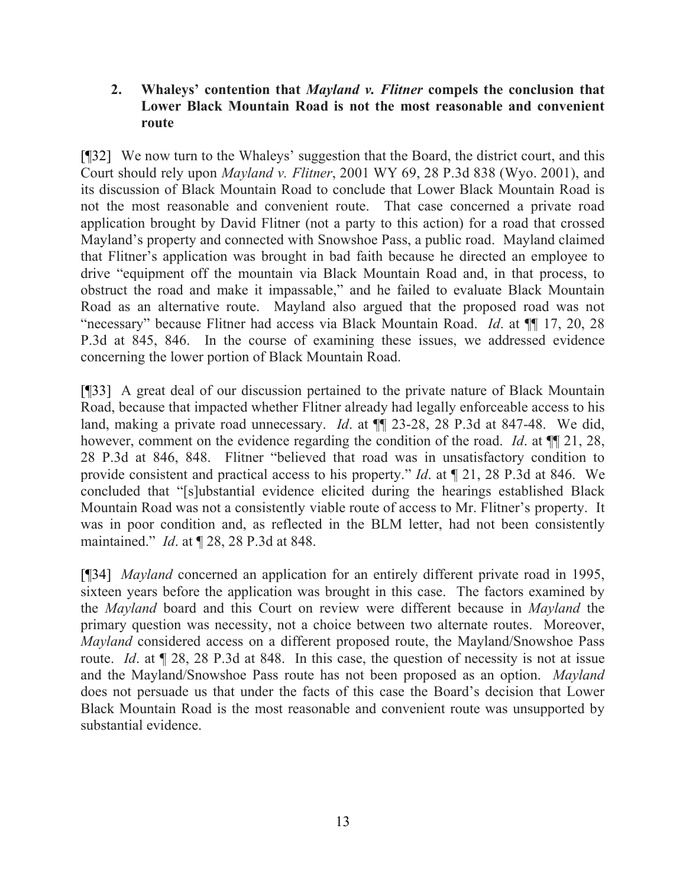**2. Whaleys' contention that *Mayland v. Flitner* compels the conclusion that Lower Black Mountain Road is not the most reasonable and convenient route**

[¶32] We now turn to the Whaleys' suggestion that the Board, the district court, and this Court should rely upon *Mayland v. Flitner*, 2001 WY 69, 28 P.3d 838 (Wyo. 2001), and its discussion of Black Mountain Road to conclude that Lower Black Mountain Road is not the most reasonable and convenient route. That case concerned a private road application brought by David Flitner (not a party to this action) for a road that crossed Mayland's property and connected with Snowshoe Pass, a public road. Mayland claimed that Flitner's application was brought in bad faith because he directed an employee to drive "equipment off the mountain via Black Mountain Road and, in that process, to obstruct the road and make it impassable," and he failed to evaluate Black Mountain Road as an alternative route. Mayland also argued that the proposed road was not "necessary" because Flitner had access via Black Mountain Road. *Id*. at ¶¶ 17, 20, 28 P.3d at 845, 846. In the course of examining these issues, we addressed evidence concerning the lower portion of Black Mountain Road.

[¶33] A great deal of our discussion pertained to the private nature of Black Mountain Road, because that impacted whether Flitner already had legally enforceable access to his land, making a private road unnecessary. *Id*. at ¶¶ 23-28, 28 P.3d at 847-48. We did, however, comment on the evidence regarding the condition of the road. *Id*. at ¶¶ 21, 28, 28 P.3d at 846, 848. Flitner "believed that road was in unsatisfactory condition to provide consistent and practical access to his property." *Id*. at ¶ 21, 28 P.3d at 846. We concluded that "[s]ubstantial evidence elicited during the hearings established Black Mountain Road was not a consistently viable route of access to Mr. Flitner's property. It was in poor condition and, as reflected in the BLM letter, had not been consistently maintained." *Id*. at ¶ 28, 28 P.3d at 848.

[¶34] *Mayland* concerned an application for an entirely different private road in 1995, sixteen years before the application was brought in this case. The factors examined by the *Mayland* board and this Court on review were different because in *Mayland* the primary question was necessity, not a choice between two alternate routes. Moreover, *Mayland* considered access on a different proposed route, the Mayland/Snowshoe Pass route. *Id*. at ¶ 28, 28 P.3d at 848. In this case, the question of necessity is not at issue and the Mayland/Snowshoe Pass route has not been proposed as an option. *Mayland* does not persuade us that under the facts of this case the Board's decision that Lower Black Mountain Road is the most reasonable and convenient route was unsupported by substantial evidence.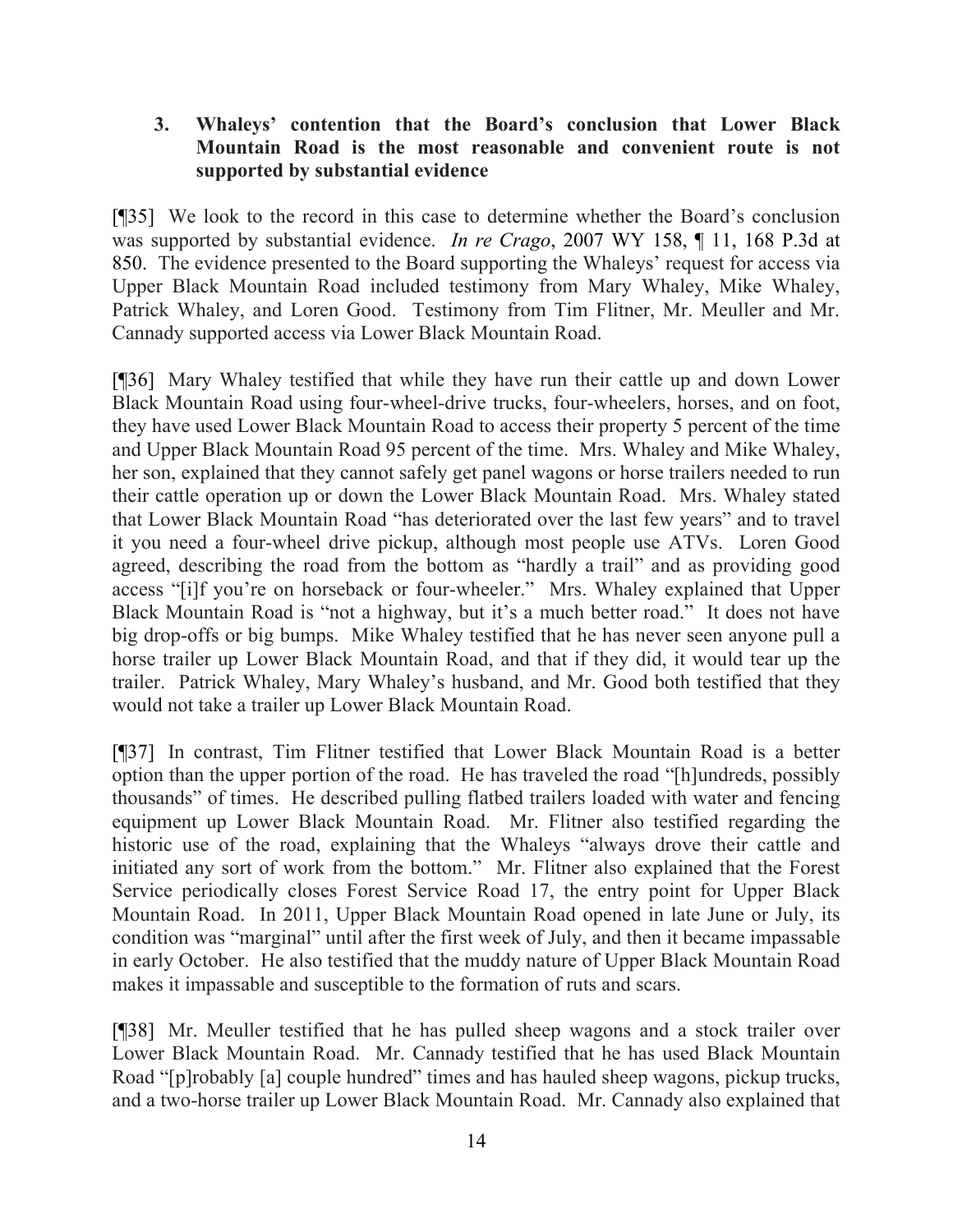### 3. Whaleys' contention that the Board's conclusion that Lower Black Mountain Road is the most reasonable and convenient route is not supported by substantial evidence

[¶35] We look to the record in this case to determine whether the Board's conclusion was supported by substantial evidence. *In re Crago*, 2007 WY 158, ¶ 11, 168 P.3d at 850. The evidence presented to the Board supporting the Whaleys' request for access via Upper Black Mountain Road included testimony from Mary Whaley, Mike Whaley, Patrick Whaley, and Loren Good. Testimony from Tim Flitner, Mr. Meuller and Mr. Cannady supported access via Lower Black Mountain Road.

[¶36] Mary Whaley testified that while they have run their cattle up and down Lower Black Mountain Road using four-wheel-drive trucks, four-wheelers, horses, and on foot, they have used Lower Black Mountain Road to access their property 5 percent of the time and Upper Black Mountain Road 95 percent of the time. Mrs. Whaley and Mike Whaley, her son, explained that they cannot safely get panel wagons or horse trailers needed to run their cattle operation up or down the Lower Black Mountain Road. Mrs. Whaley stated that Lower Black Mountain Road "has deteriorated over the last few years" and to travel it you need a four-wheel drive pickup, although most people use ATVs. Loren Good agreed, describing the road from the bottom as "hardly a trail" and as providing good access "[i]f you're on horseback or four-wheeler." Mrs. Whaley explained that Upper Black Mountain Road is "not a highway, but it's a much better road." It does not have big drop-offs or big bumps. Mike Whaley testified that he has never seen anyone pull a horse trailer up Lower Black Mountain Road, and that if they did, it would tear up the trailer. Patrick Whaley, Mary Whaley's husband, and Mr. Good both testified that they would not take a trailer up Lower Black Mountain Road.

[¶37] In contrast, Tim Flitner testified that Lower Black Mountain Road is a better option than the upper portion of the road. He has traveled the road "[h]undreds, possibly thousands" of times. He described pulling flatbed trailers loaded with water and fencing equipment up Lower Black Mountain Road. Mr. Flitner also testified regarding the historic use of the road, explaining that the Whaleys "always drove their cattle and initiated any sort of work from the bottom." Mr. Flitner also explained that the Forest Service periodically closes Forest Service Road 17, the entry point for Upper Black Mountain Road. In 2011, Upper Black Mountain Road opened in late June or July, its condition was "marginal" until after the first week of July, and then it became impassable in early October. He also testified that the muddy nature of Upper Black Mountain Road makes it impassable and susceptible to the formation of ruts and scars.

[¶38] Mr. Meuller testified that he has pulled sheep wagons and a stock trailer over Lower Black Mountain Road. Mr. Cannady testified that he has used Black Mountain Road "[p]robably [a] couple hundred" times and has hauled sheep wagons, pickup trucks, and a two-horse trailer up Lower Black Mountain Road. Mr. Cannady also explained that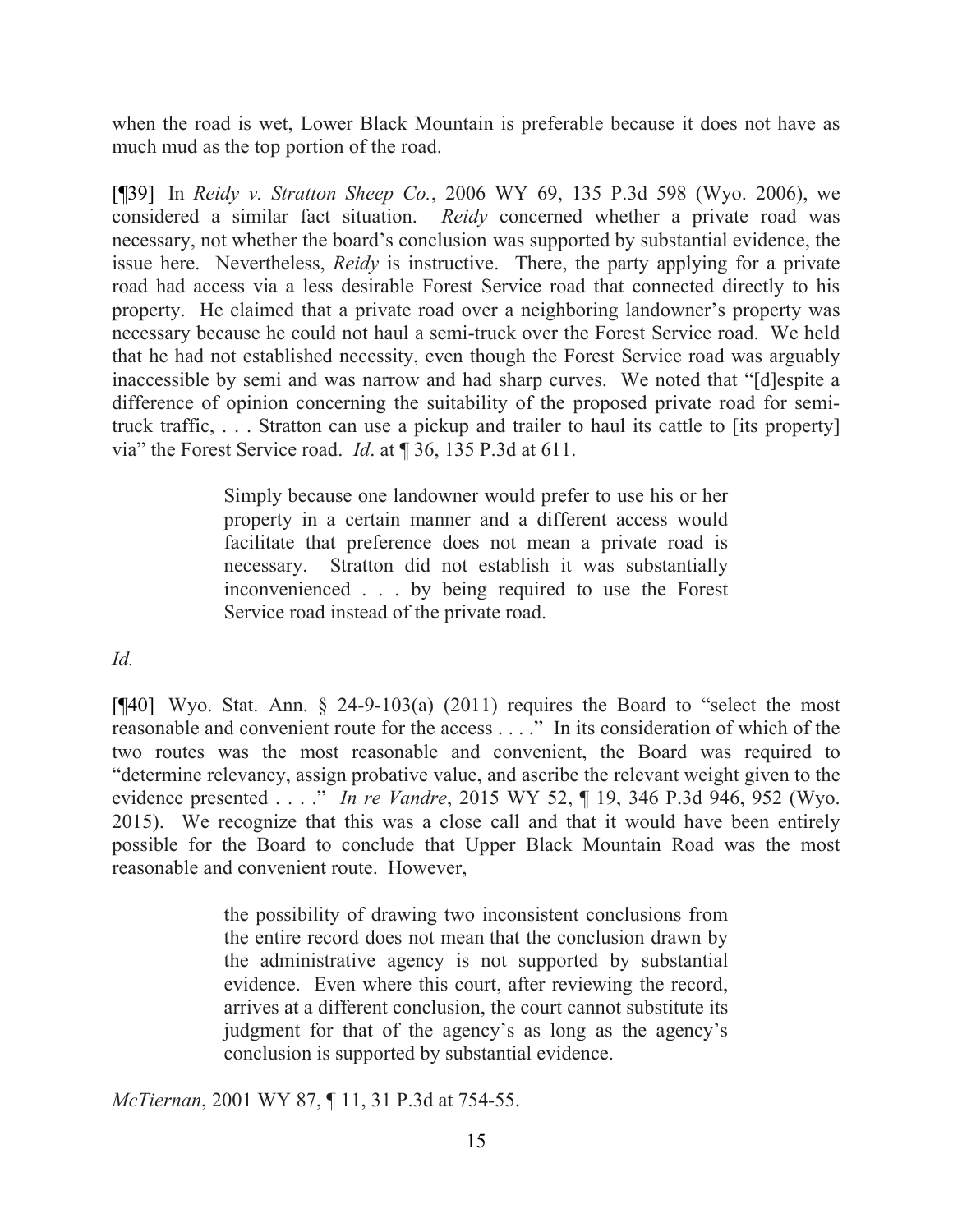when the road is wet, Lower Black Mountain is preferable because it does not have as much mud as the top portion of the road.

[¶39] In *Reidy v. Stratton Sheep Co.*, 2006 WY 69, 135 P.3d 598 (Wyo. 2006), we considered a similar fact situation. *Reidy* concerned whether a private road was necessary, not whether the board's conclusion was supported by substantial evidence, the issue here. Nevertheless, *Reidy* is instructive. There, the party applying for a private road had access via a less desirable Forest Service road that connected directly to his property. He claimed that a private road over a neighboring landowner's property was necessary because he could not haul a semi-truck over the Forest Service road. We held that he had not established necessity, even though the Forest Service road was arguably inaccessible by semi and was narrow and had sharp curves. We noted that "[d]espite a difference of opinion concerning the suitability of the proposed private road for semi-truck traffic, . . . Stratton can use a pickup and trailer to haul its cattle to [its property] via" the Forest Service road. *Id*. at ¶ 36, 135 P.3d at 611.

> Simply because one landowner would prefer to use his or her property in a certain manner and a different access would facilitate that preference does not mean a private road is necessary. Stratton did not establish it was substantially inconvenienced . . . by being required to use the Forest Service road instead of the private road.

*Id.*

[¶40] Wyo. Stat. Ann. § 24-9-103(a) (2011) requires the Board to "select the most reasonable and convenient route for the access . . . ." In its consideration of which of the two routes was the most reasonable and convenient, the Board was required to "determine relevancy, assign probative value, and ascribe the relevant weight given to the evidence presented . . . ." *In re Vandre*, 2015 WY 52, ¶ 19, 346 P.3d 946, 952 (Wyo. 2015). We recognize that this was a close call and that it would have been entirely possible for the Board to conclude that Upper Black Mountain Road was the most reasonable and convenient route. However,

> the possibility of drawing two inconsistent conclusions from the entire record does not mean that the conclusion drawn by the administrative agency is not supported by substantial evidence. Even where this court, after reviewing the record, arrives at a different conclusion, the court cannot substitute its judgment for that of the agency's as long as the agency's conclusion is supported by substantial evidence.

*McTiernan*, 2001 WY 87, ¶ 11, 31 P.3d at 754-55.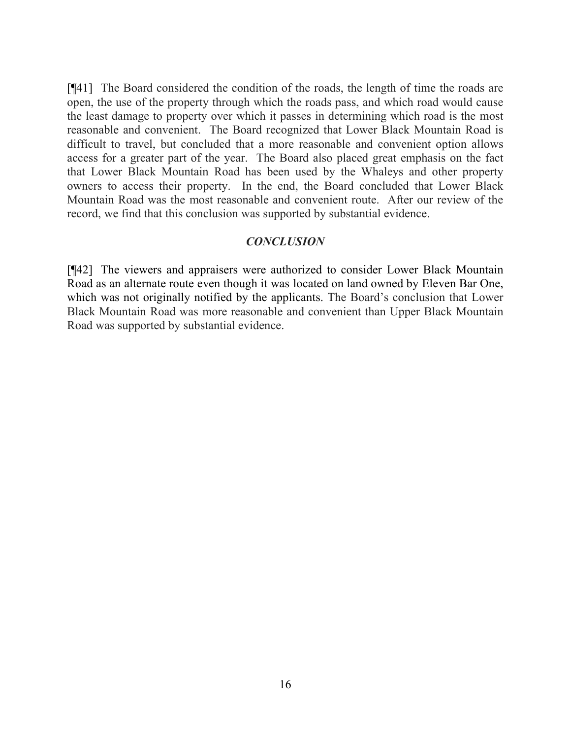[¶41] The Board considered the condition of the roads, the length of time the roads are open, the use of the property through which the roads pass, and which road would cause the least damage to property over which it passes in determining which road is the most reasonable and convenient. The Board recognized that Lower Black Mountain Road is difficult to travel, but concluded that a more reasonable and convenient option allows access for a greater part of the year. The Board also placed great emphasis on the fact that Lower Black Mountain Road has been used by the Whaleys and other property owners to access their property. In the end, the Board concluded that Lower Black Mountain Road was the most reasonable and convenient route. After our review of the record, we find that this conclusion was supported by substantial evidence.

## *CONCLUSION*

[¶42] The viewers and appraisers were authorized to consider Lower Black Mountain Road as an alternate route even though it was located on land owned by Eleven Bar One, which was not originally notified by the applicants. The Board's conclusion that Lower Black Mountain Road was more reasonable and convenient than Upper Black Mountain Road was supported by substantial evidence.